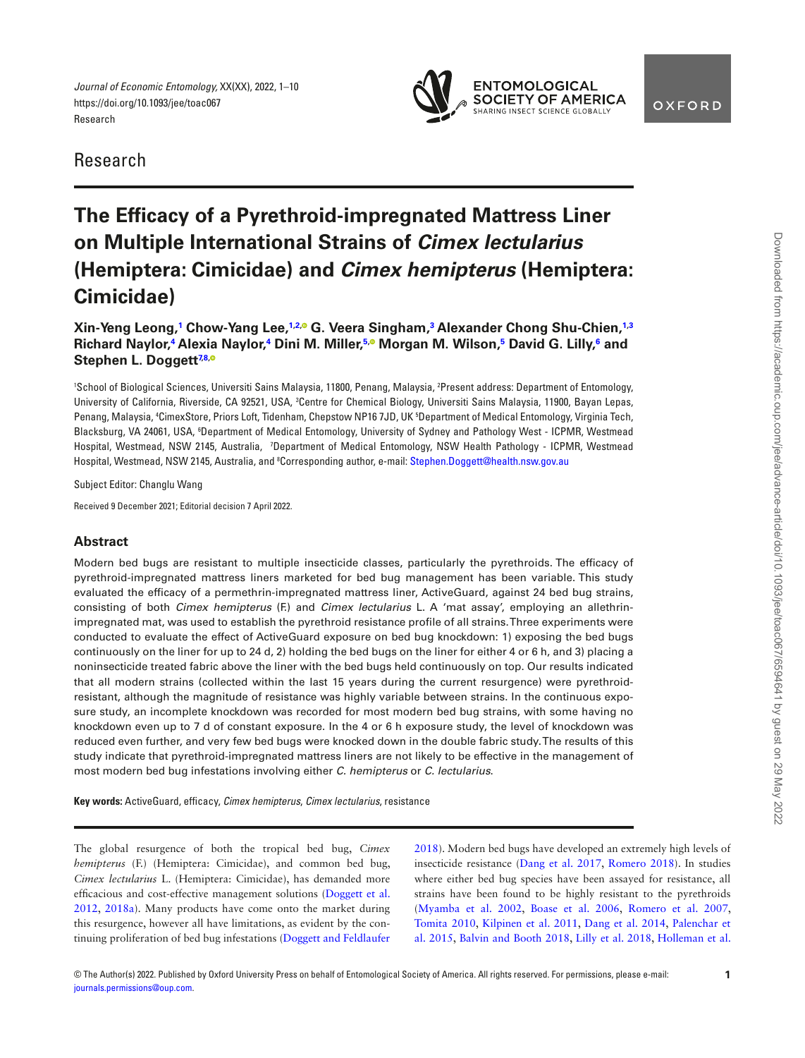Research

# The Efficacy of a Pyrethroid-impregnated Mattress Liner on Multiple International Strains of *Cimex lectularius* (Hemiptera: Cimicidae) and *Cimex hemipterus* (Hemiptera: Cimicidae)

**Xin-Yeng Leong,[1] Chow-Yang Lee,[1,2] G. Veera Singham,[3] Alexander Chong Shu-Chien,[1,3] Richard Naylor,[4] Alexia Naylor,[4] Dini M. Miller,[5] Morgan M. Wilson,[5] David G. Lilly,[6] and Stephen L. Doggett[7,8]**

[1]School of Biological Sciences, Universiti Sains Malaysia, 11800, Penang, Malaysia, [2]Present address: Department of Entomology, University of California, Riverside, CA 92521, USA, [3]Centre for Chemical Biology, Universiti Sains Malaysia, 11900, Bayan Lepas, Penang, Malaysia, [4]CimexStore, Priors Loft, Tidenham, Chepstow NP16 7JD, UK [5]Department of Medical Entomology, Virginia Tech, Blacksburg, VA 24061, USA, [6]Department of Medical Entomology, University of Sydney and Pathology West - ICPMR, Westmead Hospital, Westmead, NSW 2145, Australia, [7]Department of Medical Entomology, NSW Health Pathology - ICPMR, Westmead Hospital, Westmead, NSW 2145, Australia, and [8]Corresponding author, e-mail: Stephen.Doggett@health.nsw.gov.au

Subject Editor: Changlu Wang

Received 9 December 2021; Editorial decision 7 April 2022.

## Abstract

Modern bed bugs are resistant to multiple insecticide classes, particularly the pyrethroids. The efficacy of pyrethroid-impregnated mattress liners marketed for bed bug management has been variable. This study evaluated the efficacy of a permethrin-impregnated mattress liner, ActiveGuard, against 24 bed bug strains, consisting of both *Cimex hemipterus* (F.) and *Cimex lectularius* L. A 'mat assay', employing an allethrin-impregnated mat, was used to establish the pyrethroid resistance profile of all strains. Three experiments were conducted to evaluate the effect of ActiveGuard exposure on bed bug knockdown: 1) exposing the bed bugs continuously on the liner for up to 24 d, 2) holding the bed bugs on the liner for either 4 or 6 h, and 3) placing a noninsecticide treated fabric above the liner with the bed bugs held continuously on top. Our results indicated that all modern strains (collected within the last 15 years during the current resurgence) were pyrethroid-resistant, although the magnitude of resistance was highly variable between strains. In the continuous exposure study, an incomplete knockdown was recorded for most modern bed bug strains, with some having no knockdown even up to 7 d of constant exposure. In the 4 or 6 h exposure study, the level of knockdown was reduced even further, and very few bed bugs were knocked down in the double fabric study. The results of this study indicate that pyrethroid-impregnated mattress liners are not likely to be effective in the management of most modern bed bug infestations involving either *C. hemipterus* or *C. lectularius*.

**Key words:** ActiveGuard, efficacy, *Cimex hemipterus*, *Cimex lectularius*, resistance

The global resurgence of both the tropical bed bug, *Cimex hemipterus* (F.) (Hemiptera: Cimicidae), and common bed bug, *Cimex lectularius* L. (Hemiptera: Cimicidae), has demanded more efficacious and cost-effective management solutions (Doggett et al. 2012, 2018a). Many products have come onto the market during this resurgence, however all have limitations, as evident by the continuing proliferation of bed bug infestations (Doggett and Feldlaufer 2018). Modern bed bugs have developed an extremely high levels of insecticide resistance (Dang et al. 2017, Romero 2018). In studies where either bed bug species have been assayed for resistance, all strains have been found to be highly resistant to the pyrethroids (Myamba et al. 2002, Boase et al. 2006, Romero et al. 2007, Tomita 2010, Kilpinen et al. 2011, Dang et al. 2014, Palenchar et al. 2015, Balvin and Booth 2018, Lilly et al. 2018, Holleman et al.

© The Author(s) 2022. Published by Oxford University Press on behalf of Entomological Society of America. All rights reserved. For permissions, please e-mail: journals.permissions@oup.com.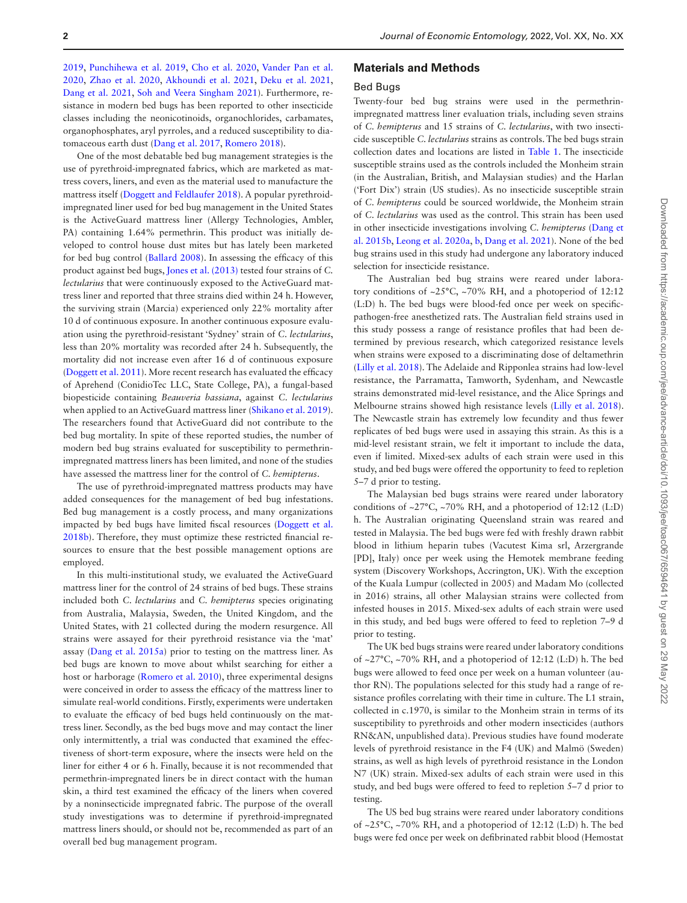2019, Punchihewa et al. 2019, Cho et al. 2020, Vander Pan et al. 2020, Zhao et al. 2020, Akhoundi et al. 2021, Deku et al. 2021, Dang et al. 2021, Soh and Veera Singham 2021). Furthermore, resistance in modern bed bugs has been reported to other insecticide classes including the neonicotinoids, organochlorides, carbamates, organophosphates, aryl pyrroles, and a reduced susceptibility to diatomaceous earth dust (Dang et al. 2017, Romero 2018).

One of the most debatable bed bug management strategies is the use of pyrethroid-impregnated fabrics, which are marketed as mattress covers, liners, and even as the material used to manufacture the mattress itself (Doggett and Feldlaufer 2018). A popular pyrethroid-impregnated liner used for bed bug management in the United States is the ActiveGuard mattress liner (Allergy Technologies, Ambler, PA) containing 1.64% permethrin. This product was initially developed to control house dust mites but has lately been marketed for bed bug control (Ballard 2008). In assessing the efficacy of this product against bed bugs, Jones et al. (2013) tested four strains of *C. lectularius* that were continuously exposed to the ActiveGuard mattress liner and reported that three strains died within 24 h. However, the surviving strain (Marcia) experienced only 22% mortality after 10 d of continuous exposure. In another continuous exposure evaluation using the pyrethroid-resistant 'Sydney' strain of *C. lectularius*, less than 20% mortality was recorded after 24 h. Subsequently, the mortality did not increase even after 16 d of continuous exposure (Doggett et al. 2011). More recent research has evaluated the efficacy of Aprehend (ConidioTec LLC, State College, PA), a fungal-based biopesticide containing *Beauveria bassiana*, against *C. lectularius* when applied to an ActiveGuard mattress liner (Shikano et al. 2019). The researchers found that ActiveGuard did not contribute to the bed bug mortality. In spite of these reported studies, the number of modern bed bug strains evaluated for susceptibility to permethrin-impregnated mattress liners has been limited, and none of the studies have assessed the mattress liner for the control of *C. hemipterus*.

The use of pyrethroid-impregnated mattress products may have added consequences for the management of bed bug infestations. Bed bug management is a costly process, and many organizations impacted by bed bugs have limited fiscal resources (Doggett et al. 2018b). Therefore, they must optimize these restricted financial resources to ensure that the best possible management options are employed.

In this multi-institutional study, we evaluated the ActiveGuard mattress liner for the control of 24 strains of bed bugs. These strains included both *C. lectularius* and *C. hemipterus* species originating from Australia, Malaysia, Sweden, the United Kingdom, and the United States, with 21 collected during the modern resurgence. All strains were assayed for their pyrethroid resistance via the 'mat' assay (Dang et al. 2015a) prior to testing on the mattress liner. As bed bugs are known to move about whilst searching for either a host or harborage (Romero et al. 2010), three experimental designs were conceived in order to assess the efficacy of the mattress liner to simulate real-world conditions. Firstly, experiments were undertaken to evaluate the efficacy of bed bugs held continuously on the mattress liner. Secondly, as the bed bugs move and may contact the liner only intermittently, a trial was conducted that examined the effectiveness of short-term exposure, where the insects were held on the liner for either 4 or 6 h. Finally, because it is not recommended that permethrin-impregnated liners be in direct contact with the human skin, a third test examined the efficacy of the liners when covered by a noninsecticide impregnated fabric. The purpose of the overall study investigations was to determine if pyrethroid-impregnated mattress liners should, or should not be, recommended as part of an overall bed bug management program.

## Materials and Methods

### Bed Bugs

Twenty-four bed bug strains were used in the permethrin-impregnated mattress liner evaluation trials, including seven strains of *C. hemipterus* and 15 strains of *C. lectularius*, with two insecticide susceptible *C. lectularius* strains as controls. The bed bug strain collection dates and locations are listed in Table 1. The insecticide susceptible strains used as the controls included the Monheim strain (in the Australian, British, and Malaysian studies) and the Harlan ('Fort Dix') strain (US studies). As no insecticide susceptible strain of *C. hemipterus* could be sourced worldwide, the Monheim strain of *C. lectularius* was used as the control. This strain has been used in other insecticide investigations involving *C. hemipterus* (Dang et al. 2015b, Leong et al. 2020a, b, Dang et al. 2021). None of the bed bug strains used in this study had undergone any laboratory induced selection for insecticide resistance.

The Australian bed bug strains were reared under laboratory conditions of ~25°C, ~70% RH, and a photoperiod of 12:12 (L:D) h. The bed bugs were blood-fed once per week on specific-pathogen-free anesthetized rats. The Australian field strains used in this study possess a range of resistance profiles that had been determined by previous research, which categorized resistance levels when strains were exposed to a discriminating dose of deltamethrin (Lilly et al. 2018). The Adelaide and Ripponlea strains had low-level resistance, the Parramatta, Tamworth, Sydenham, and Newcastle strains demonstrated mid-level resistance, and the Alice Springs and Melbourne strains showed high resistance levels (Lilly et al. 2018). The Newcastle strain has extremely low fecundity and thus fewer replicates of bed bugs were used in assaying this strain. As this is a mid-level resistant strain, we felt it important to include the data, even if limited. Mixed-sex adults of each strain were used in this study, and bed bugs were offered the opportunity to feed to repletion 5–7 d prior to testing.

The Malaysian bed bugs strains were reared under laboratory conditions of ~27°C, ~70% RH, and a photoperiod of 12:12 (L:D) h. The Australian originating Queensland strain was reared and tested in Malaysia. The bed bugs were fed with freshly drawn rabbit blood in lithium heparin tubes (Vacutest Kima srl, Arzergrande [PD], Italy) once per week using the Hemotek membrane feeding system (Discovery Workshops, Accrington, UK). With the exception of the Kuala Lumpur (collected in 2005) and Madam Mo (collected in 2016) strains, all other Malaysian strains were collected from infested houses in 2015. Mixed-sex adults of each strain were used in this study, and bed bugs were offered to feed to repletion 7–9 d prior to testing.

The UK bed bugs strains were reared under laboratory conditions of ~27°C, ~70% RH, and a photoperiod of 12:12 (L:D) h. The bed bugs were allowed to feed once per week on a human volunteer (author RN). The populations selected for this study had a range of resistance profiles correlating with their time in culture. The L1 strain, collected in c.1970, is similar to the Monheim strain in terms of its susceptibility to pyrethroids and other modern insecticides (authors RN&AN, unpublished data). Previous studies have found moderate levels of pyrethroid resistance in the F4 (UK) and Malmö (Sweden) strains, as well as high levels of pyrethroid resistance in the London N7 (UK) strain. Mixed-sex adults of each strain were used in this study, and bed bugs were offered to feed to repletion 5–7 d prior to testing.

The US bed bug strains were reared under laboratory conditions of ~25°C, ~70% RH, and a photoperiod of 12:12 (L:D) h. The bed bugs were fed once per week on defibrinated rabbit blood (Hemostat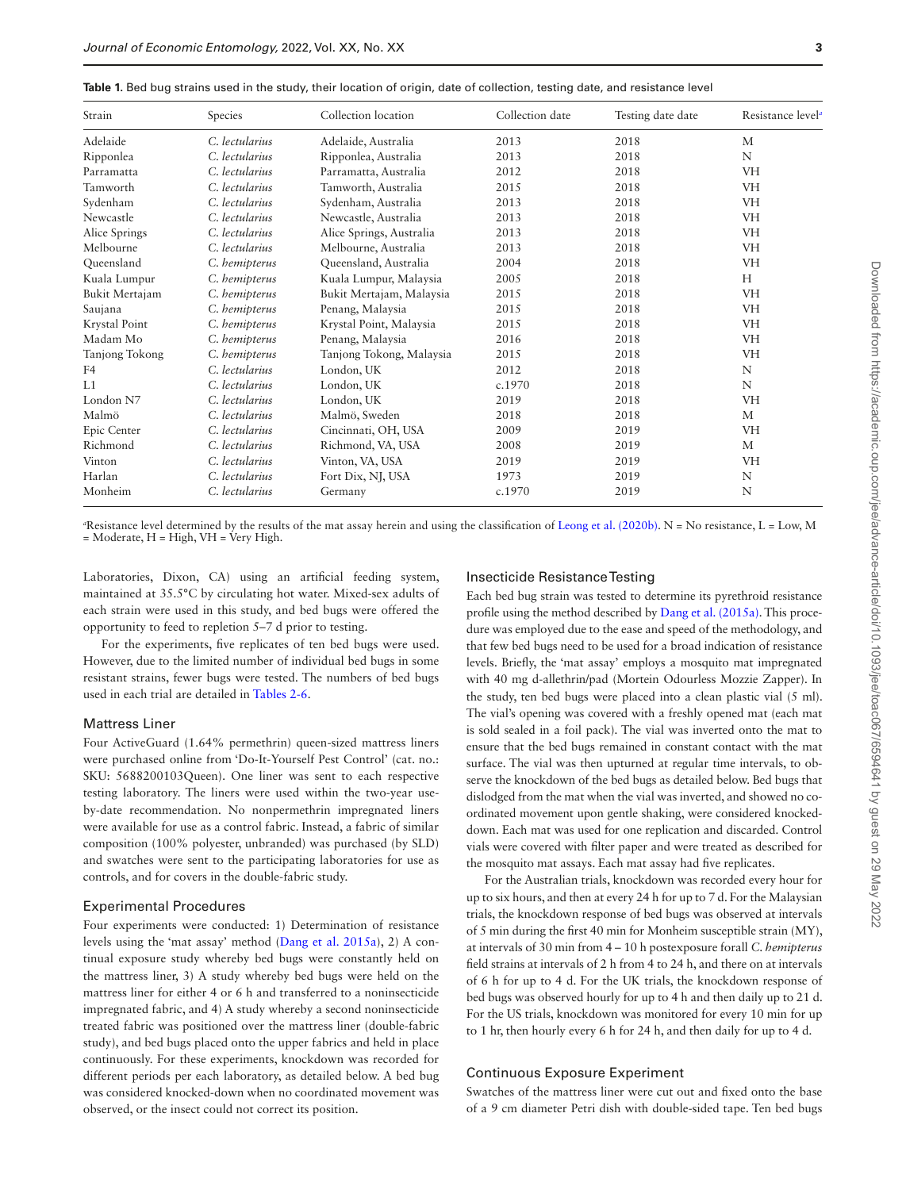**Table 1.** Bed bug strains used in the study, their location of origin, date of collection, testing date, and resistance level

| Strain | Species | Collection location | Collection date | Testing date date | Resistance level[a] |
|---|---|---|---|---|---|
| Adelaide | *C. lectularius* | Adelaide, Australia | 2013 | 2018 | M |
| Ripponlea | *C. lectularius* | Ripponlea, Australia | 2013 | 2018 | N |
| Parramatta | *C. lectularius* | Parramatta, Australia | 2012 | 2018 | VH |
| Tamworth | *C. lectularius* | Tamworth, Australia | 2015 | 2018 | VH |
| Sydenham | *C. lectularius* | Sydenham, Australia | 2013 | 2018 | VH |
| Newcastle | *C. lectularius* | Newcastle, Australia | 2013 | 2018 | VH |
| Alice Springs | *C. lectularius* | Alice Springs, Australia | 2013 | 2018 | VH |
| Melbourne | *C. lectularius* | Melbourne, Australia | 2013 | 2018 | VH |
| Queensland | *C. hemipterus* | Queensland, Australia | 2004 | 2018 | VH |
| Kuala Lumpur | *C. hemipterus* | Kuala Lumpur, Malaysia | 2005 | 2018 | H |
| Bukit Mertajam | *C. hemipterus* | Bukit Mertajam, Malaysia | 2015 | 2018 | VH |
| Saujana | *C. hemipterus* | Penang, Malaysia | 2015 | 2018 | VH |
| Krystal Point | *C. hemipterus* | Krystal Point, Malaysia | 2015 | 2018 | VH |
| Madam Mo | *C. hemipterus* | Penang, Malaysia | 2016 | 2018 | VH |
| Tanjong Tokong | *C. hemipterus* | Tanjong Tokong, Malaysia | 2015 | 2018 | VH |
| F4 | *C. lectularius* | London, UK | 2012 | 2018 | N |
| L1 | *C. lectularius* | London, UK | c.1970 | 2018 | N |
| London N7 | *C. lectularius* | London, UK | 2019 | 2018 | VH |
| Malmö | *C. lectularius* | Malmö, Sweden | 2018 | 2018 | M |
| Epic Center | *C. lectularius* | Cincinnati, OH, USA | 2009 | 2019 | VH |
| Richmond | *C. lectularius* | Richmond, VA, USA | 2008 | 2019 | M |
| Vinton | *C. lectularius* | Vinton, VA, USA | 2019 | 2019 | VH |
| Harlan | *C. lectularius* | Fort Dix, NJ, USA | 1973 | 2019 | N |
| Monheim | *C. lectularius* | Germany | c.1970 | 2019 | N |

[a]Resistance level determined by the results of the mat assay herein and using the classification of Leong et al. (2020b). N = No resistance, L = Low, M = Moderate, H = High, VH = Very High.

Laboratories, Dixon, CA) using an artificial feeding system, maintained at 35.5°C by circulating hot water. Mixed-sex adults of each strain were used in this study, and bed bugs were offered the opportunity to feed to repletion 5–7 d prior to testing.

For the experiments, five replicates of ten bed bugs were used. However, due to the limited number of individual bed bugs in some resistant strains, fewer bugs were tested. The numbers of bed bugs used in each trial are detailed in Tables 2-6.

### Mattress Liner

Four ActiveGuard (1.64% permethrin) queen-sized mattress liners were purchased online from 'Do-It-Yourself Pest Control' (cat. no.: SKU: 5688200103Queen). One liner was sent to each respective testing laboratory. The liners were used within the two-year use-by-date recommendation. No nonpermethrin impregnated liners were available for use as a control fabric. Instead, a fabric of similar composition (100% polyester, unbranded) was purchased (by SLD) and swatches were sent to the participating laboratories for use as controls, and for covers in the double-fabric study.

### Experimental Procedures

Four experiments were conducted: 1) Determination of resistance levels using the 'mat assay' method (Dang et al. 2015a), 2) A continual exposure study whereby bed bugs were constantly held on the mattress liner, 3) A study whereby bed bugs were held on the mattress liner for either 4 or 6 h and transferred to a noninsecticide impregnated fabric, and 4) A study whereby a second noninsecticide treated fabric was positioned over the mattress liner (double-fabric study), and bed bugs placed onto the upper fabrics and held in place continuously. For these experiments, knockdown was recorded for different periods per each laboratory, as detailed below. A bed bug was considered knocked-down when no coordinated movement was observed, or the insect could not correct its position.

### Insecticide Resistance Testing

Each bed bug strain was tested to determine its pyrethroid resistance profile using the method described by Dang et al. (2015a). This procedure was employed due to the ease and speed of the methodology, and that few bed bugs need to be used for a broad indication of resistance levels. Briefly, the 'mat assay' employs a mosquito mat impregnated with 40 mg d-allethrin/pad (Mortein Odourless Mozzie Zapper). In the study, ten bed bugs were placed into a clean plastic vial (5 ml). The vial's opening was covered with a freshly opened mat (each mat is sold sealed in a foil pack). The vial was inverted onto the mat to ensure that the bed bugs remained in constant contact with the mat surface. The vial was then upturned at regular time intervals, to observe the knockdown of the bed bugs as detailed below. Bed bugs that dislodged from the mat when the vial was inverted, and showed no coordinated movement upon gentle shaking, were considered knocked-down. Each mat was used for one replication and discarded. Control vials were covered with filter paper and were treated as described for the mosquito mat assays. Each mat assay had five replicates.

For the Australian trials, knockdown was recorded every hour for up to six hours, and then at every 24 h for up to 7 d. For the Malaysian trials, the knockdown response of bed bugs was observed at intervals of 5 min during the first 40 min for Monheim susceptible strain (MY), at intervals of 30 min from 4 – 10 h postexposure forall *C. hemipterus* field strains at intervals of 2 h from 4 to 24 h, and there on at intervals of 6 h for up to 4 d. For the UK trials, the knockdown response of bed bugs was observed hourly for up to 4 h and then daily up to 21 d. For the US trials, knockdown was monitored for every 10 min for up to 1 hr, then hourly every 6 h for 24 h, and then daily for up to 4 d.

### Continuous Exposure Experiment

Swatches of the mattress liner were cut out and fixed onto the base of a 9 cm diameter Petri dish with double-sided tape. Ten bed bugs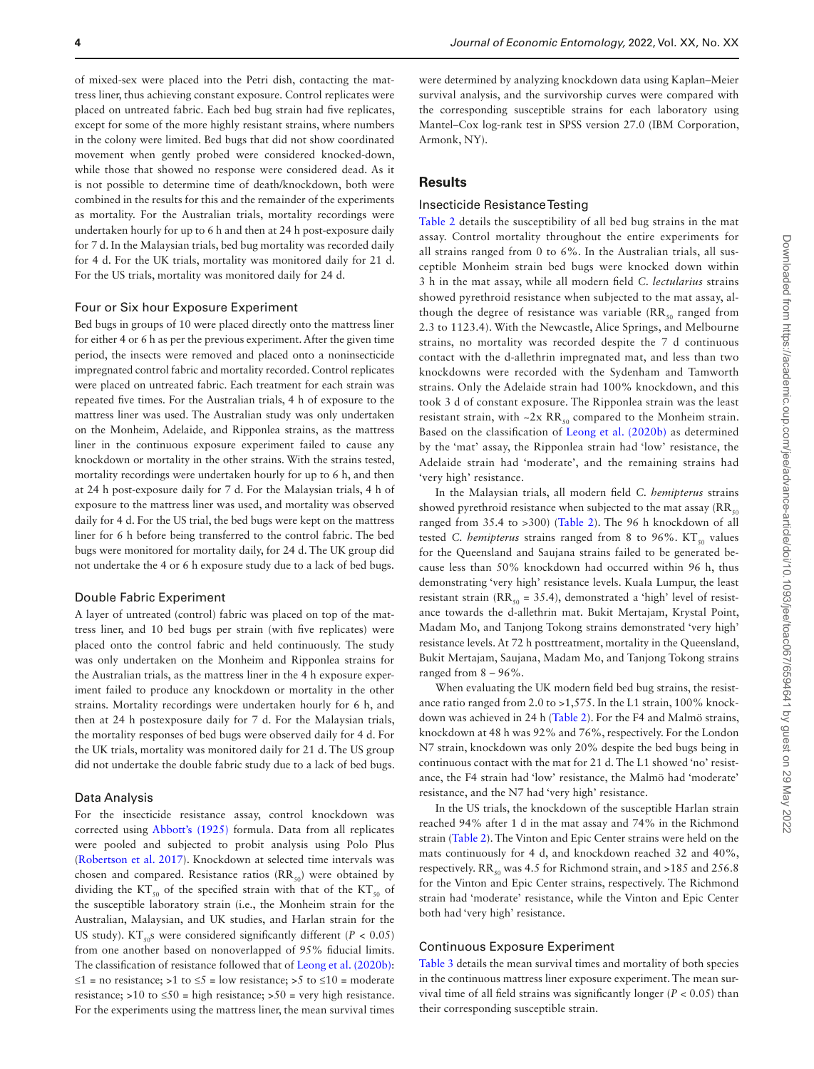of mixed-sex were placed into the Petri dish, contacting the mattress liner, thus achieving constant exposure. Control replicates were placed on untreated fabric. Each bed bug strain had five replicates, except for some of the more highly resistant strains, where numbers in the colony were limited. Bed bugs that did not show coordinated movement when gently probed were considered knocked-down, while those that showed no response were considered dead. As it is not possible to determine time of death/knockdown, both were combined in the results for this and the remainder of the experiments as mortality. For the Australian trials, mortality recordings were undertaken hourly for up to 6 h and then at 24 h post-exposure daily for 7 d. In the Malaysian trials, bed bug mortality was recorded daily for 4 d. For the UK trials, mortality was monitored daily for 21 d. For the US trials, mortality was monitored daily for 24 d.

### Four or Six hour Exposure Experiment

Bed bugs in groups of 10 were placed directly onto the mattress liner for either 4 or 6 h as per the previous experiment. After the given time period, the insects were removed and placed onto a noninsecticide impregnated control fabric and mortality recorded. Control replicates were placed on untreated fabric. Each treatment for each strain was repeated five times. For the Australian trials, 4 h of exposure to the mattress liner was used. The Australian study was only undertaken on the Monheim, Adelaide, and Ripponlea strains, as the mattress liner in the continuous exposure experiment failed to cause any knockdown or mortality in the other strains. With the strains tested, mortality recordings were undertaken hourly for up to 6 h, and then at 24 h post-exposure daily for 7 d. For the Malaysian trials, 4 h of exposure to the mattress liner was used, and mortality was observed daily for 4 d. For the US trial, the bed bugs were kept on the mattress liner for 6 h before being transferred to the control fabric. The bed bugs were monitored for mortality daily, for 24 d. The UK group did not undertake the 4 or 6 h exposure study due to a lack of bed bugs.

### Double Fabric Experiment

A layer of untreated (control) fabric was placed on top of the mattress liner, and 10 bed bugs per strain (with five replicates) were placed onto the control fabric and held continuously. The study was only undertaken on the Monheim and Ripponlea strains for the Australian trials, as the mattress liner in the 4 h exposure experiment failed to produce any knockdown or mortality in the other strains. Mortality recordings were undertaken hourly for 6 h, and then at 24 h postexposure daily for 7 d. For the Malaysian trials, the mortality responses of bed bugs were observed daily for 4 d. For the UK trials, mortality was monitored daily for 21 d. The US group did not undertake the double fabric study due to a lack of bed bugs.

### Data Analysis

For the insecticide resistance assay, control knockdown was corrected using Abbott's (1925) formula. Data from all replicates were pooled and subjected to probit analysis using Polo Plus (Robertson et al. 2017). Knockdown at selected time intervals was chosen and compared. Resistance ratios ($RR_{50}$) were obtained by dividing the $KT_{50}$ of the specified strain with that of the $KT_{50}$ of the susceptible laboratory strain (i.e., the Monheim strain for the Australian, Malaysian, and UK studies, and Harlan strain for the US study). $KT_{50}$s were considered significantly different ($P < 0.05$) from one another based on nonoverlapped of 95% fiducial limits. The classification of resistance followed that of Leong et al. (2020b): ≤1 = no resistance; >1 to ≤5 = low resistance; >5 to ≤10 = moderate resistance; >10 to ≤50 = high resistance; >50 = very high resistance. For the experiments using the mattress liner, the mean survival times were determined by analyzing knockdown data using Kaplan–Meier survival analysis, and the survivorship curves were compared with the corresponding susceptible strains for each laboratory using Mantel–Cox log-rank test in SPSS version 27.0 (IBM Corporation, Armonk, NY).

## Results

### Insecticide Resistance Testing

Table 2 details the susceptibility of all bed bug strains in the mat assay. Control mortality throughout the entire experiments for all strains ranged from 0 to 6%. In the Australian trials, all susceptible Monheim strain bed bugs were knocked down within 3 h in the mat assay, while all modern field *C. lectularius* strains showed pyrethroid resistance when subjected to the mat assay, although the degree of resistance was variable ($RR_{50}$ ranged from 2.3 to 1123.4). With the Newcastle, Alice Springs, and Melbourne strains, no mortality was recorded despite the 7 d continuous contact with the d-allethrin impregnated mat, and less than two knockdowns were recorded with the Sydenham and Tamworth strains. Only the Adelaide strain had 100% knockdown, and this took 3 d of constant exposure. The Ripponlea strain was the least resistant strain, with ~2x $RR_{50}$ compared to the Monheim strain. Based on the classification of Leong et al. (2020b) as determined by the 'mat' assay, the Ripponlea strain had 'low' resistance, the Adelaide strain had 'moderate', and the remaining strains had 'very high' resistance.

In the Malaysian trials, all modern field *C. hemipterus* strains showed pyrethroid resistance when subjected to the mat assay ($RR_{50}$ ranged from 35.4 to >300) (Table 2). The 96 h knockdown of all tested *C. hemipterus* strains ranged from 8 to 96%. $KT_{50}$ values for the Queensland and Saujana strains failed to be generated because less than 50% knockdown had occurred within 96 h, thus demonstrating 'very high' resistance levels. Kuala Lumpur, the least resistant strain ($RR_{50}$ = 35.4), demonstrated a 'high' level of resistance towards the d-allethrin mat. Bukit Mertajam, Krystal Point, Madam Mo, and Tanjong Tokong strains demonstrated 'very high' resistance levels. At 72 h posttreatment, mortality in the Queensland, Bukit Mertajam, Saujana, Madam Mo, and Tanjong Tokong strains ranged from 8 – 96%.

When evaluating the UK modern field bed bug strains, the resistance ratio ranged from 2.0 to >1,575. In the L1 strain, 100% knockdown was achieved in 24 h (Table 2). For the F4 and Malmö strains, knockdown at 48 h was 92% and 76%, respectively. For the London N7 strain, knockdown was only 20% despite the bed bugs being in continuous contact with the mat for 21 d. The L1 showed 'no' resistance, the F4 strain had 'low' resistance, the Malmö had 'moderate' resistance, and the N7 had 'very high' resistance.

In the US trials, the knockdown of the susceptible Harlan strain reached 94% after 1 d in the mat assay and 74% in the Richmond strain (Table 2). The Vinton and Epic Center strains were held on the mats continuously for 4 d, and knockdown reached 32 and 40%, respectively. $RR_{50}$ was 4.5 for Richmond strain, and >185 and 256.8 for the Vinton and Epic Center strains, respectively. The Richmond strain had 'moderate' resistance, while the Vinton and Epic Center both had 'very high' resistance.

### Continuous Exposure Experiment

Table 3 details the mean survival times and mortality of both species in the continuous mattress liner exposure experiment. The mean survival time of all field strains was significantly longer ($P < 0.05$) than their corresponding susceptible strain.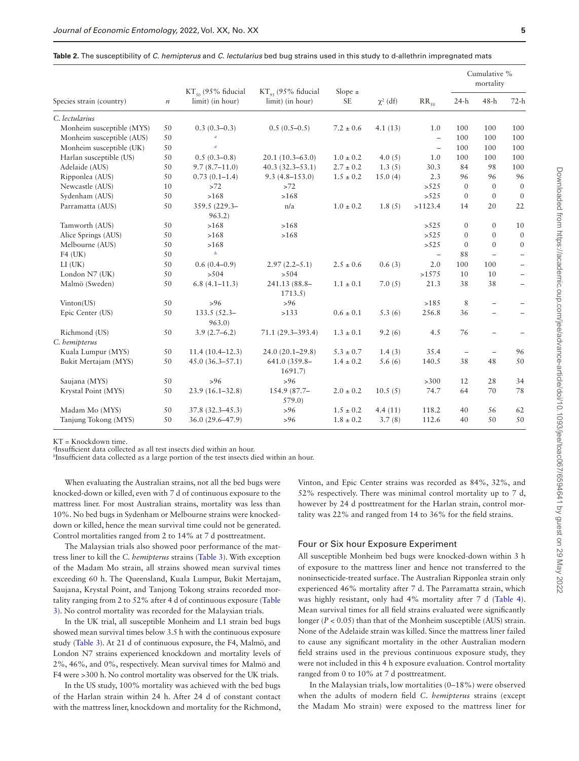**Table 2.** The susceptibility of *C. hemipterus* and *C. lectularius* bed bug strains used in this study to d-allethrin impregnated mats

| Species strain (country) | $n$ | $KT_{50}$ (95% fiducial limit) (in hour) | $KT_{95}$ (95% fiducial limit) (in hour) | Slope ± SE | $\chi^2$ (df) | $RR_{50}$ | Cumulative % mortality | | |
|---|---|---|---|---|---|---|---|---|---|
| | | | | | | | 24-h | 48-h | 72-h |
| *C. lectularius* | | | | | | | | | |
| Monheim susceptible (MYS) | 50 | 0.3 (0.3–0.3) | 0.5 (0.5–0.5) | 7.2 ± 0.6 | 4.1 (13) | 1.0 | 100 | 100 | 100 |
| Monheim susceptible (AUS) | 50 | [a] | | | | – | 100 | 100 | 100 |
| Monheim susceptible (UK) | 50 | [a] | | | | – | 100 | 100 | 100 |
| Harlan susceptible (US) | 50 | 0.5 (0.3–0.8) | 20.1 (10.3–63.0) | 1.0 ± 0.2 | 4.0 (5) | 1.0 | 100 | 100 | 100 |
| Adelaide (AUS) | 50 | 9.7 (8.7–11.0) | 40.3 (32.3–53.1) | 2.7 ± 0.2 | 1.3 (5) | 30.3 | 84 | 98 | 100 |
| Ripponlea (AUS) | 50 | 0.73 (0.1–1.4) | 9.3 (4.8–153.0) | 1.5 ± 0.2 | 15.0 (4) | 2.3 | 96 | 96 | 96 |
| Newcastle (AUS) | 10 | >72 | >72 | | | >525 | 0 | 0 | 0 |
| Sydenham (AUS) | 50 | >168 | >168 | | | >525 | 0 | 0 | 0 |
| Parramatta (AUS) | 50 | 359.5 (229.3–963.2) | n/a | 1.0 ± 0.2 | 1.8 (5) | >1123.4 | 14 | 20 | 22 |
| Tamworth (AUS) | 50 | >168 | >168 | | | >525 | 0 | 0 | 10 |
| Alice Springs (AUS) | 50 | >168 | >168 | | | >525 | 0 | 0 | 0 |
| Melbourne (AUS) | 50 | >168 | >168 | | | >525 | 0 | 0 | 0 |
| F4 (UK) | 50 | [b] | | | | – | 88 | – | – |
| LI (UK) | 50 | 0.6 (0.4–0.9) | 2.97 (2.2–5.1) | 2.5 ± 0.6 | 0.6 (3) | 2.0 | 100 | 100 | – |
| London N7 (UK) | 50 | >504 | >504 | | | >1575 | 10 | 10 | – |
| Malmö (Sweden) | 50 | 6.8 (4.1–11.3) | 241.13 (88.8–1713.5) | 1.1 ± 0.1 | 7.0 (5) | 21.3 | 38 | 38 | – |
| Vinton(US) | 50 | >96 | >96 | | | >185 | 8 | – | – |
| Epic Center (US) | 50 | 133.5 (52.3–963.0) | >133 | 0.6 ± 0.1 | 5.3 (6) | 256.8 | 36 | – | – |
| Richmond (US) | 50 | 3.9 (2.7–6.2) | 71.1 (29.3–393.4) | 1.3 ± 0.1 | 9.2 (6) | 4.5 | 76 | – | – |
| *C. hemipterus* | | | | | | | | | |
| Kuala Lumpur (MYS) | 50 | 11.4 (10.4–12.3) | 24.0 (20.1–29.8) | 5.3 ± 0.7 | 1.4 (3) | 35.4 | – | – | 96 |
| Bukit Mertajam (MYS) | 50 | 45.0 (36.3–57.1) | 641.0 (359.8–1691.7) | 1.4 ± 0.2 | 5.6 (6) | 140.5 | 38 | 48 | 50 |
| Saujana (MYS) | 50 | >96 | >96 | | | >300 | 12 | 28 | 34 |
| Krystal Point (MYS) | 50 | 23.9 (16.1–32.8) | 154.9 (87.7–579.0) | 2.0 ± 0.2 | 10.5 (5) | 74.7 | 64 | 70 | 78 |
| Madam Mo (MYS) | 50 | 37.8 (32.3–45.3) | >96 | 1.5 ± 0.2 | 4.4 (11) | 118.2 | 40 | 56 | 62 |
| Tanjung Tokong (MYS) | 50 | 36.0 (29.6–47.9) | >96 | 1.8 ± 0.2 | 3.7 (8) | 112.6 | 40 | 50 | 50 |

KT = Knockdown time.
[a]Insufficient data collected as all test insects died within an hour.
[b]Insufficient data collected as a large portion of the test insects died within an hour.

When evaluating the Australian strains, not all the bed bugs were knocked-down or killed, even with 7 d of continuous exposure to the mattress liner. For most Australian strains, mortality was less than 10%. No bed bugs in Sydenham or Melbourne strains were knocked-down or killed, hence the mean survival time could not be generated. Control mortalities ranged from 2 to 14% at 7 d posttreatment.

The Malaysian trials also showed poor performance of the mattress liner to kill the *C. hemipterus* strains (Table 3). With exception of the Madam Mo strain, all strains showed mean survival times exceeding 60 h. The Queensland, Kuala Lumpur, Bukit Mertajam, Saujana, Krystal Point, and Tanjong Tokong strains recorded mortality ranging from 2 to 52% after 4 d of continuous exposure (Table 3). No control mortality was recorded for the Malaysian trials.

In the UK trial, all susceptible Monheim and L1 strain bed bugs showed mean survival times below 3.5 h with the continuous exposure study (Table 3). At 21 d of continuous exposure, the F4, Malmö, and London N7 strains experienced knockdown and mortality levels of 2%, 46%, and 0%, respectively. Mean survival times for Malmö and F4 were >300 h. No control mortality was observed for the UK trials.

In the US study, 100% mortality was achieved with the bed bugs of the Harlan strain within 24 h. After 24 d of constant contact with the mattress liner, knockdown and mortality for the Richmond, Vinton, and Epic Center strains was recorded as 84%, 32%, and 52% respectively. There was minimal control mortality up to 7 d, however by 24 d posttreatment for the Harlan strain, control mortality was 22% and ranged from 14 to 36% for the field strains.

### Four or Six hour Exposure Experiment

All susceptible Monheim bed bugs were knocked-down within 3 h of exposure to the mattress liner and hence not transferred to the noninsecticide-treated surface. The Australian Ripponlea strain only experienced 46% mortality after 7 d. The Parramatta strain, which was highly resistant, only had 4% mortality after 7 d (Table 4). Mean survival times for all field strains evaluated were significantly longer ($P < 0.05$) than that of the Monheim susceptible (AUS) strain. None of the Adelaide strain was killed. Since the mattress liner failed to cause any significant mortality in the other Australian modern field strains used in the previous continuous exposure study, they were not included in this 4 h exposure evaluation. Control mortality ranged from 0 to 10% at 7 d posttreatment.

In the Malaysian trials, low mortalities (0–18%) were observed when the adults of modern field *C. hemipterus* strains (except the Madam Mo strain) were exposed to the mattress liner for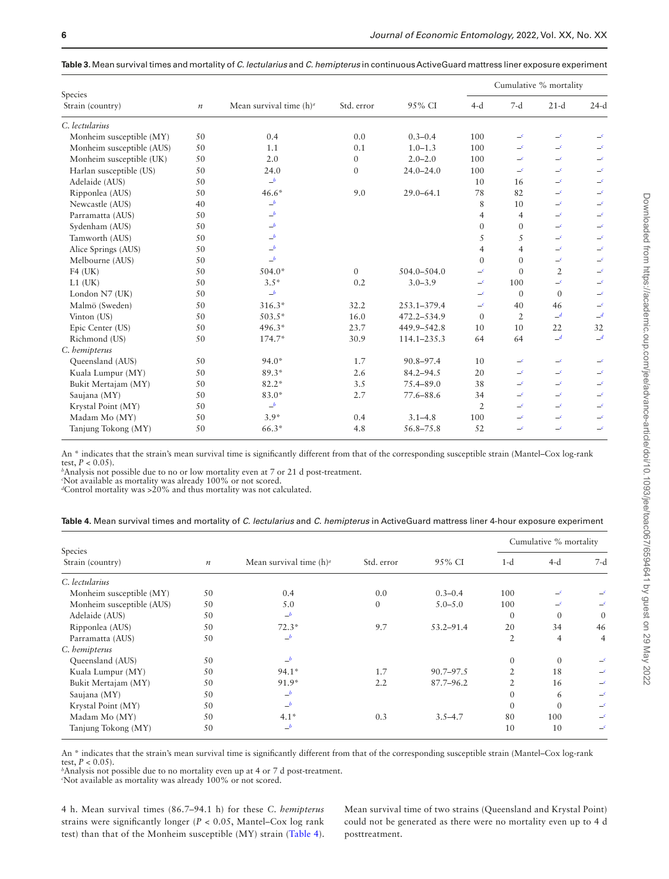**Table 3.** Mean survival times and mortality of *C. lectularius* and *C. hemipterus* in continuous ActiveGuard mattress liner exposure experiment

| Species<br>Strain (country) | *n* | Mean survival time (h)[a] | Std. error | 95% CI | Cumulative % mortality<br>4-d | 7-d | 21-d | 24-d |
|---|---|---|---|---|---|---|---|---|
| *C. lectularius* | | | | | | | | |
| Monheim susceptible (MY) | 50 | 0.4 | 0.0 | 0.3–0.4 | 100 | –[c] | –[c] | –[c] |
| Monheim susceptible (AUS) | 50 | 1.1 | 0.1 | 1.0–1.3 | 100 | –[c] | –[c] | –[c] |
| Monheim susceptible (UK) | 50 | 2.0 | 0 | 2.0–2.0 | 100 | –[c] | –[c] | –[c] |
| Harlan susceptible (US) | 50 | 24.0 | 0 | 24.0–24.0 | 100 | –[c] | –[c] | –[c] |
| Adelaide (AUS) | 50 | –[b] | | | 10 | 16 | –[c] | –[c] |
| Ripponlea (AUS) | 50 | 46.6* | 9.0 | 29.0–64.1 | 78 | 82 | –[c] | –[c] |
| Newcastle (AUS) | 40 | –[b] | | | 8 | 10 | –[c] | –[c] |
| Parramatta (AUS) | 50 | –[b] | | | 4 | 4 | –[c] | –[c] |
| Sydenham (AUS) | 50 | –[b] | | | 0 | 0 | –[c] | –[c] |
| Tamworth (AUS) | 50 | –[b] | | | 5 | 5 | –[c] | –[c] |
| Alice Springs (AUS) | 50 | –[b] | | | 4 | 4 | –[c] | –[c] |
| Melbourne (AUS) | 50 | –[b] | | | 0 | 0 | –[c] | –[c] |
| F4 (UK) | 50 | 504.0* | 0 | 504.0–504.0 | –[c] | 0 | 2 | –[c] |
| L1 (UK) | 50 | 3.5* | 0.2 | 3.0–3.9 | –[c] | 100 | –[c] | –[c] |
| London N7 (UK) | 50 | –[b] | | | –[c] | 0 | 0 | –[c] |
| Malmö (Sweden) | 50 | 316.3* | 32.2 | 253.1–379.4 | –[c] | 40 | 46 | –[c] |
| Vinton (US) | 50 | 503.5* | 16.0 | 472.2–534.9 | 0 | 2 | –[d] | –[d] |
| Epic Center (US) | 50 | 496.3* | 23.7 | 449.9–542.8 | 10 | 10 | 22 | 32 |
| Richmond (US) | 50 | 174.7* | 30.9 | 114.1–235.3 | 64 | 64 | –[d] | –[d] |
| *C. hemipterus* | | | | | | | | |
| Queensland (AUS) | 50 | 94.0* | 1.7 | 90.8–97.4 | 10 | –[c] | –[c] | –[c] |
| Kuala Lumpur (MY) | 50 | 89.3* | 2.6 | 84.2–94.5 | 20 | –[c] | –[c] | –[c] |
| Bukit Mertajam (MY) | 50 | 82.2* | 3.5 | 75.4–89.0 | 38 | –[c] | –[c] | –[c] |
| Saujana (MY) | 50 | 83.0* | 2.7 | 77.6–88.6 | 34 | –[c] | –[c] | –[c] |
| Krystal Point (MY) | 50 | –[b] | | | 2 | –[c] | –[c] | –[c] |
| Madam Mo (MY) | 50 | 3.9* | 0.4 | 3.1–4.8 | 100 | –[c] | –[c] | –[c] |
| Tanjung Tokong (MY) | 50 | 66.3* | 4.8 | 56.8–75.8 | 52 | –[c] | –[c] | –[c] |

An * indicates that the strain's mean survival time is significantly different from that of the corresponding susceptible strain (Mantel–Cox log-rank test, $P < 0.05$).
[b]Analysis not possible due to no or low mortality even at 7 or 21 d post-treatment.
[c]Not available as mortality was already 100% or not scored.
[d]Control mortality was >20% and thus mortality was not calculated.

**Table 4.** Mean survival times and mortality of *C. lectularius* and *C. hemipterus* in ActiveGuard mattress liner 4-hour exposure experiment

| Species<br>Strain (country) | *n* | Mean survival time (h)[a] | Std. error | 95% CI | Cumulative % mortality<br>1-d | 4-d | 7-d |
|---|---|---|---|---|---|---|---|
| *C. lectularius* | | | | | | | |
| Monheim susceptible (MY) | 50 | 0.4 | 0.0 | 0.3–0.4 | 100 | –[c] | –[c] |
| Monheim susceptible (AUS) | 50 | 5.0 | 0 | 5.0–5.0 | 100 | –[c] | –[c] |
| Adelaide (AUS) | 50 | –[b] | | | 0 | 0 | 0 |
| Ripponlea (AUS) | 50 | 72.3* | 9.7 | 53.2–91.4 | 20 | 34 | 46 |
| Parramatta (AUS) | 50 | –[b] | | | 2 | 4 | 4 |
| *C. hemipterus* | | | | | | | |
| Queensland (AUS) | 50 | –[b] | | | 0 | 0 | –[c] |
| Kuala Lumpur (MY) | 50 | 94.1* | 1.7 | 90.7–97.5 | 2 | 18 | –[c] |
| Bukit Mertajam (MY) | 50 | 91.9* | 2.2 | 87.7–96.2 | 2 | 16 | –[c] |
| Saujana (MY) | 50 | –[b] | | | 0 | 6 | –[c] |
| Krystal Point (MY) | 50 | –[b] | | | 0 | 0 | –[c] |
| Madam Mo (MY) | 50 | 4.1* | 0.3 | 3.5–4.7 | 80 | 100 | –[c] |
| Tanjung Tokong (MY) | 50 | –[b] | | | 10 | 10 | –[c] |

An * indicates that the strain's mean survival time is significantly different from that of the corresponding susceptible strain (Mantel–Cox log-rank test, $P < 0.05$).
[b]Analysis not possible due to no mortality even up at 4 or 7 d post-treatment.
[c]Not available as mortality was already 100% or not scored.

4 h. Mean survival times (86.7–94.1 h) for these *C. hemipterus* strains were significantly longer ($P < 0.05$, Mantel–Cox log rank test) than that of the Monheim susceptible (MY) strain (Table 4). Mean survival time of two strains (Queensland and Krystal Point) could not be generated as there were no mortality even up to 4 d posttreatment.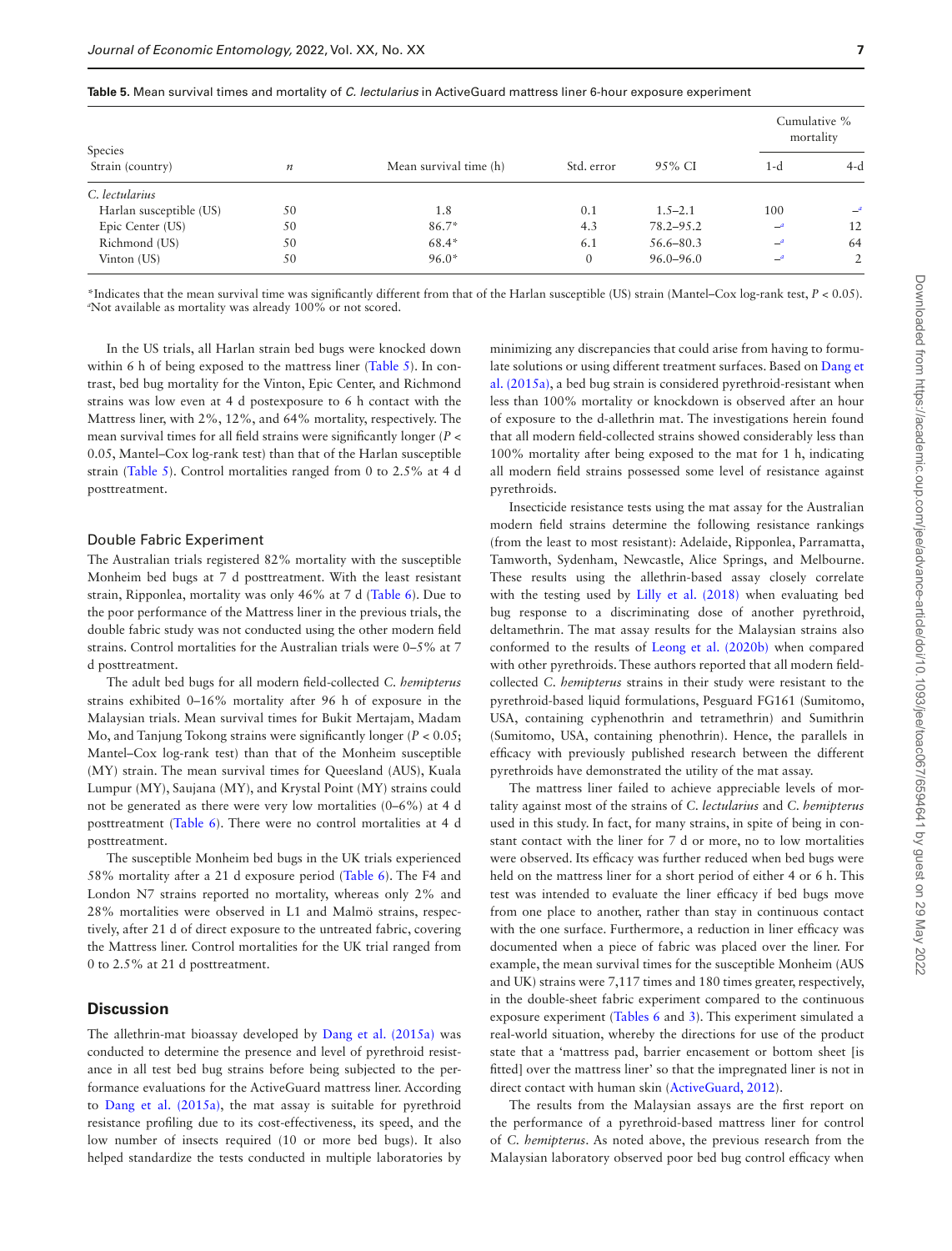**Table 5.** Mean survival times and mortality of *C. lectularius* in ActiveGuard mattress liner 6-hour exposure experiment

| Species Strain (country) | *n* | Mean survival time (h) | Std. error | 95% CI | Cumulative % mortality | |
|---|---|---|---|---|---|---|
| | | | | | 1-d | 4-d |
| *C. lectularius* | | | | | | |
| Harlan susceptible (US) | 50 | 1.8 | 0.1 | 1.5–2.1 | 100 | –[a] |
| Epic Center (US) | 50 | 86.7* | 4.3 | 78.2–95.2 | –[a] | 12 |
| Richmond (US) | 50 | 68.4* | 6.1 | 56.6–80.3 | –[a] | 64 |
| Vinton (US) | 50 | 96.0* | 0 | 96.0–96.0 | –[a] | 2 |

*Indicates that the mean survival time was significantly different from that of the Harlan susceptible (US) strain (Mantel–Cox log-rank test, $P < 0.05$).
[a]Not available as mortality was already 100% or not scored.

In the US trials, all Harlan strain bed bugs were knocked down within 6 h of being exposed to the mattress liner (Table 5). In contrast, bed bug mortality for the Vinton, Epic Center, and Richmond strains was low even at 4 d postexposure to 6 h contact with the Mattress liner, with 2%, 12%, and 64% mortality, respectively. The mean survival times for all field strains were significantly longer ($P < 0.05$, Mantel–Cox log-rank test) than that of the Harlan susceptible strain (Table 5). Control mortalities ranged from 0 to 2.5% at 4 d posttreatment.

### Double Fabric Experiment

The Australian trials registered 82% mortality with the susceptible Monheim bed bugs at 7 d posttreatment. With the least resistant strain, Ripponlea, mortality was only 46% at 7 d (Table 6). Due to the poor performance of the Mattress liner in the previous trials, the double fabric study was not conducted using the other modern field strains. Control mortalities for the Australian trials were 0–5% at 7 d posttreatment.

The adult bed bugs for all modern field-collected *C. hemipterus* strains exhibited 0–16% mortality after 96 h of exposure in the Malaysian trials. Mean survival times for Bukit Mertajam, Madam Mo, and Tanjung Tokong strains were significantly longer ($P < 0.05$; Mantel–Cox log-rank test) than that of the Monheim susceptible (MY) strain. The mean survival times for Queensland (AUS), Kuala Lumpur (MY), Saujana (MY), and Krystal Point (MY) strains could not be generated as there were very low mortalities (0–6%) at 4 d posttreatment (Table 6). There were no control mortalities at 4 d posttreatment.

The susceptible Monheim bed bugs in the UK trials experienced 58% mortality after a 21 d exposure period (Table 6). The F4 and London N7 strains reported no mortality, whereas only 2% and 28% mortalities were observed in L1 and Malmö strains, respectively, after 21 d of direct exposure to the untreated fabric, covering the Mattress liner. Control mortalities for the UK trial ranged from 0 to 2.5% at 21 d posttreatment.

## Discussion

The allethrin-mat bioassay developed by Dang et al. (2015a) was conducted to determine the presence and level of pyrethroid resistance in all test bed bug strains before being subjected to the performance evaluations for the ActiveGuard mattress liner. According to Dang et al. (2015a), the mat assay is suitable for pyrethroid resistance profiling due to its cost-effectiveness, its speed, and the low number of insects required (10 or more bed bugs). It also helped standardize the tests conducted in multiple laboratories by minimizing any discrepancies that could arise from having to formulate solutions or using different treatment surfaces. Based on Dang et al. (2015a), a bed bug strain is considered pyrethroid-resistant when less than 100% mortality or knockdown is observed after an hour of exposure to the d-allethrin mat. The investigations herein found that all modern field-collected strains showed considerably less than 100% mortality after being exposed to the mat for 1 h, indicating all modern field strains possessed some level of resistance against pyrethroids.

Insecticide resistance tests using the mat assay for the Australian modern field strains determine the following resistance rankings (from the least to most resistant): Adelaide, Ripponlea, Parramatta, Tamworth, Sydenham, Newcastle, Alice Springs, and Melbourne. These results using the allethrin-based assay closely correlate with the testing used by Lilly et al. (2018) when evaluating bed bug response to a discriminating dose of another pyrethroid, deltamethrin. The mat assay results for the Malaysian strains also conformed to the results of Leong et al. (2020b) when compared with other pyrethroids. These authors reported that all modern field-collected *C. hemipterus* strains in their study were resistant to the pyrethroid-based liquid formulations, Pesguard FG161 (Sumitomo, USA, containing cyphenothrin and tetramethrin) and Sumithrin (Sumitomo, USA, containing phenothrin). Hence, the parallels in efficacy with previously published research between the different pyrethroids have demonstrated the utility of the mat assay.

The mattress liner failed to achieve appreciable levels of mortality against most of the strains of *C. lectularius* and *C. hemipterus* used in this study. In fact, for many strains, in spite of being in constant contact with the liner for 7 d or more, no to low mortalities were observed. Its efficacy was further reduced when bed bugs were held on the mattress liner for a short period of either 4 or 6 h. This test was intended to evaluate the liner efficacy if bed bugs move from one place to another, rather than stay in continuous contact with the one surface. Furthermore, a reduction in liner efficacy was documented when a piece of fabric was placed over the liner. For example, the mean survival times for the susceptible Monheim (AUS and UK) strains were 7,117 times and 180 times greater, respectively, in the double-sheet fabric experiment compared to the continuous exposure experiment (Tables 6 and 3). This experiment simulated a real-world situation, whereby the directions for use of the product state that a 'mattress pad, barrier encasement or bottom sheet [is fitted] over the mattress liner' so that the impregnated liner is not in direct contact with human skin (ActiveGuard, 2012).

The results from the Malaysian assays are the first report on the performance of a pyrethroid-based mattress liner for control of *C. hemipterus*. As noted above, the previous research from the Malaysian laboratory observed poor bed bug control efficacy when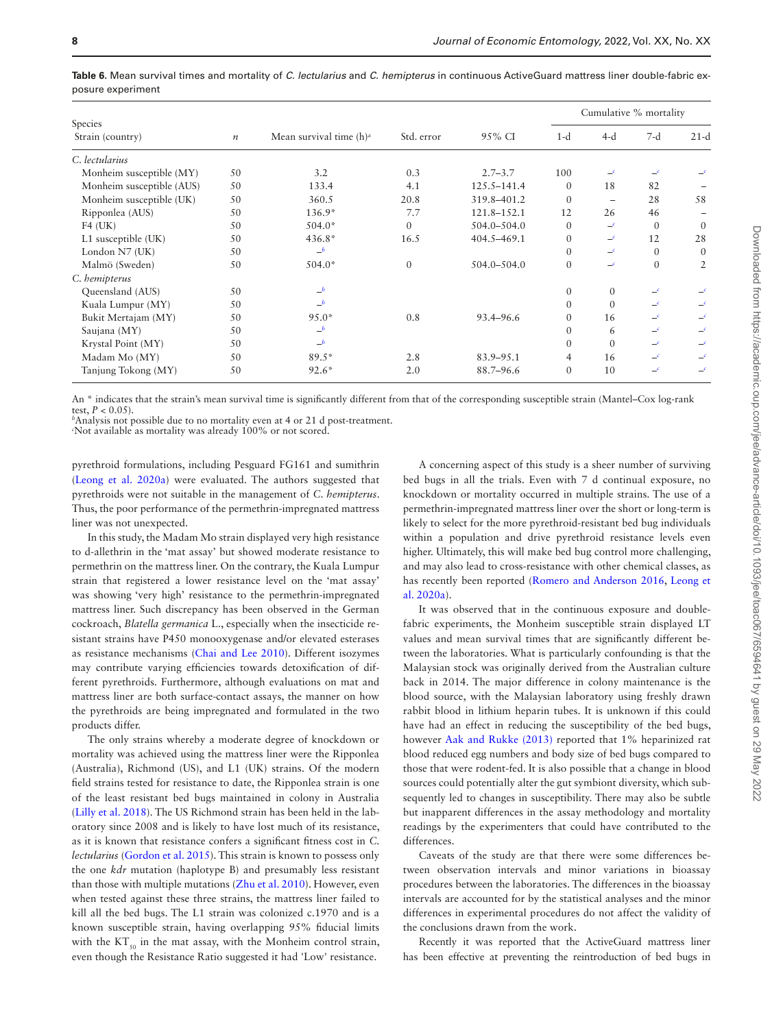**Table 6.** Mean survival times and mortality of *C. lectularius* and *C. hemipterus* in continuous ActiveGuard mattress liner double-fabric exposure experiment

| Species Strain (country) | *n* | Mean survival time (h)[a] | Std. error | 95% CI | Cumulative % mortality 1-d | 4-d | 7-d | 21-d |
|---|---|---|---|---|---|---|---|---|
| *C. lectularius* | | | | | | | | |
| Monheim susceptible (MY) | 50 | 3.2 | 0.3 | 2.7–3.7 | 100 | –[c] | –[c] | –[c] |
| Monheim susceptible (AUS) | 50 | 133.4 | 4.1 | 125.5–141.4 | 0 | 18 | 82 | – |
| Monheim susceptible (UK) | 50 | 360.5 | 20.8 | 319.8–401.2 | 0 | – | 28 | 58 |
| Ripponlea (AUS) | 50 | 136.9* | 7.7 | 121.8–152.1 | 12 | 26 | 46 | – |
| F4 (UK) | 50 | 504.0* | 0 | 504.0–504.0 | 0 | –[c] | 0 | 0 |
| L1 susceptible (UK) | 50 | 436.8* | 16.5 | 404.5–469.1 | 0 | –[c] | 12 | 28 |
| London N7 (UK) | 50 | –[b] | | | 0 | –[c] | 0 | 0 |
| Malmö (Sweden) | 50 | 504.0* | 0 | 504.0–504.0 | 0 | –[c] | 0 | 2 |
| *C. hemipterus* | | | | | | | | |
| Queensland (AUS) | 50 | –[b] | | | 0 | 0 | –[c] | –[c] |
| Kuala Lumpur (MY) | 50 | –[b] | | | 0 | 0 | –[c] | –[c] |
| Bukit Mertajam (MY) | 50 | 95.0* | 0.8 | 93.4–96.6 | 0 | 16 | –[c] | –[c] |
| Saujana (MY) | 50 | –[b] | | | 0 | 6 | –[c] | –[c] |
| Krystal Point (MY) | 50 | –[b] | | | 0 | 0 | –[c] | –[c] |
| Madam Mo (MY) | 50 | 89.5* | 2.8 | 83.9–95.1 | 4 | 16 | –[c] | –[c] |
| Tanjung Tokong (MY) | 50 | 92.6* | 2.0 | 88.7–96.6 | 0 | 10 | –[c] | –[c] |

An * indicates that the strain's mean survival time is significantly different from that of the corresponding susceptible strain (Mantel–Cox log-rank test, $P < 0.05$).
[b]Analysis not possible due to no mortality even at 4 or 21 d post-treatment.
[c]Not available as mortality was already 100% or not scored.

pyrethroid formulations, including Pesguard FG161 and sumithrin (Leong et al. 2020a) were evaluated. The authors suggested that pyrethroids were not suitable in the management of *C. hemipterus*. Thus, the poor performance of the permethrin-impregnated mattress liner was not unexpected.

In this study, the Madam Mo strain displayed very high resistance to d-allethrin in the 'mat assay' but showed moderate resistance to permethrin on the mattress liner. On the contrary, the Kuala Lumpur strain that registered a lower resistance level on the 'mat assay' was showing 'very high' resistance to the permethrin-impregnated mattress liner. Such discrepancy has been observed in the German cockroach, *Blatella germanica* L., especially when the insecticide resistant strains have P450 monooxygenase and/or elevated esterases as resistance mechanisms (Chai and Lee 2010). Different isozymes may contribute varying efficiencies towards detoxification of different pyrethroids. Furthermore, although evaluations on mat and mattress liner are both surface-contact assays, the manner on how the pyrethroids are being impregnated and formulated in the two products differ.

The only strains whereby a moderate degree of knockdown or mortality was achieved using the mattress liner were the Ripponlea (Australia), Richmond (US), and L1 (UK) strains. Of the modern field strains tested for resistance to date, the Ripponlea strain is one of the least resistant bed bugs maintained in colony in Australia (Lilly et al. 2018). The US Richmond strain has been held in the laboratory since 2008 and is likely to have lost much of its resistance, as it is known that resistance confers a significant fitness cost in *C. lectularius* (Gordon et al. 2015). This strain is known to possess only the one *kdr* mutation (haplotype B) and presumably less resistant than those with multiple mutations (Zhu et al. 2010). However, even when tested against these three strains, the mattress liner failed to kill all the bed bugs. The L1 strain was colonized c.1970 and is a known susceptible strain, having overlapping 95% fiducial limits with the $KT_{50}$ in the mat assay, with the Monheim control strain, even though the Resistance Ratio suggested it had 'Low' resistance.

A concerning aspect of this study is a sheer number of surviving bed bugs in all the trials. Even with 7 d continual exposure, no knockdown or mortality occurred in multiple strains. The use of a permethrin-impregnated mattress liner over the short or long-term is likely to select for the more pyrethroid-resistant bed bug individuals within a population and drive pyrethroid resistance levels even higher. Ultimately, this will make bed bug control more challenging, and may also lead to cross-resistance with other chemical classes, as has recently been reported (Romero and Anderson 2016, Leong et al. 2020a).

It was observed that in the continuous exposure and double-fabric experiments, the Monheim susceptible strain displayed LT values and mean survival times that are significantly different between the laboratories. What is particularly confounding is that the Malaysian stock was originally derived from the Australian culture back in 2014. The major difference in colony maintenance is the blood source, with the Malaysian laboratory using freshly drawn rabbit blood in lithium heparin tubes. It is unknown if this could have had an effect in reducing the susceptibility of the bed bugs, however Aak and Rukke (2013) reported that 1% heparinized rat blood reduced egg numbers and body size of bed bugs compared to those that were rodent-fed. It is also possible that a change in blood sources could potentially alter the gut symbiont diversity, which subsequently led to changes in susceptibility. There may also be subtle but inapparent differences in the assay methodology and mortality readings by the experimenters that could have contributed to the differences.

Caveats of the study are that there were some differences between observation intervals and minor variations in bioassay procedures between the laboratories. The differences in the bioassay intervals are accounted for by the statistical analyses and the minor differences in experimental procedures do not affect the validity of the conclusions drawn from the work.

Recently it was reported that the ActiveGuard mattress liner has been effective at preventing the reintroduction of bed bugs in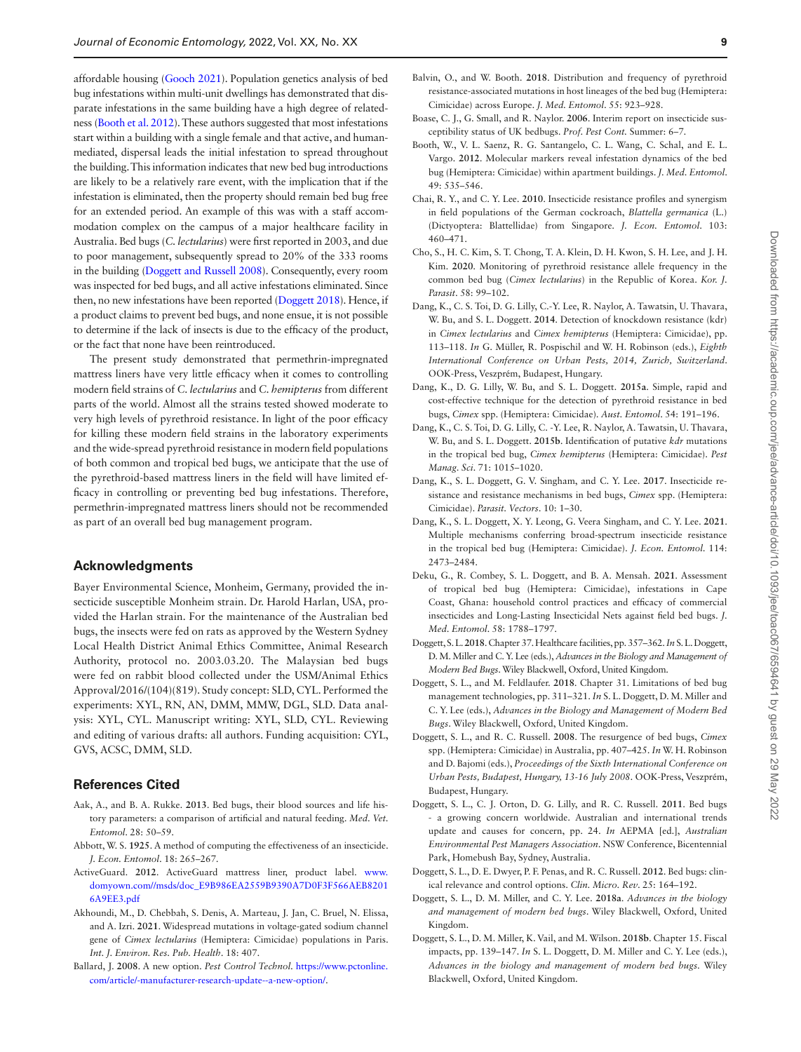affordable housing (Gooch 2021). Population genetics analysis of bed bug infestations within multi-unit dwellings has demonstrated that disparate infestations in the same building have a high degree of relatedness (Booth et al. 2012). These authors suggested that most infestations start within a building with a single female and that active, and human-mediated, dispersal leads the initial infestation to spread throughout the building. This information indicates that new bed bug introductions are likely to be a relatively rare event, with the implication that if the infestation is eliminated, then the property should remain bed bug free for an extended period. An example of this was with a staff accommodation complex on the campus of a major healthcare facility in Australia. Bed bugs (*C. lectularius*) were first reported in 2003, and due to poor management, subsequently spread to 20% of the 333 rooms in the building (Doggett and Russell 2008). Consequently, every room was inspected for bed bugs, and all active infestations eliminated. Since then, no new infestations have been reported (Doggett 2018). Hence, if a product claims to prevent bed bugs, and none ensue, it is not possible to determine if the lack of insects is due to the efficacy of the product, or the fact that none have been reintroduced.

The present study demonstrated that permethrin-impregnated mattress liners have very little efficacy when it comes to controlling modern field strains of *C. lectularius* and *C. hemipterus* from different parts of the world. Almost all the strains tested showed moderate to very high levels of pyrethroid resistance. In light of the poor efficacy for killing these modern field strains in the laboratory experiments and the wide-spread pyrethroid resistance in modern field populations of both common and tropical bed bugs, we anticipate that the use of the pyrethroid-based mattress liners in the field will have limited efficacy in controlling or preventing bed bug infestations. Therefore, permethrin-impregnated mattress liners should not be recommended as part of an overall bed bug management program.

## Acknowledgments

Bayer Environmental Science, Monheim, Germany, provided the insecticide susceptible Monheim strain. Dr. Harold Harlan, USA, provided the Harlan strain. For the maintenance of the Australian bed bugs, the insects were fed on rats as approved by the Western Sydney Local Health District Animal Ethics Committee, Animal Research Authority, protocol no. 2003.03.20. The Malaysian bed bugs were fed on rabbit blood collected under the USM/Animal Ethics Approval/2016/(104)(819). Study concept: SLD, CYL. Performed the experiments: XYL, RN, AN, DMM, MMW, DGL, SLD. Data analysis: XYL, CYL. Manuscript writing: XYL, SLD, CYL. Reviewing and editing of various drafts: all authors. Funding acquisition: CYL, GVS, ACSC, DMM, SLD.

## References Cited

Aak, A., and B. A. Rukke. **2013**. Bed bugs, their blood sources and life history parameters: a comparison of artificial and natural feeding. *Med. Vet. Entomol*. 28: 50–59.

Abbott, W. S. **1925**. A method of computing the effectiveness of an insecticide. *J. Econ. Entomol*. 18: 265–267.

ActiveGuard. **2012**. ActiveGuard mattress liner, product label. www.domyown.com//msds/doc_E9B986EA2559B9390A7D0F3F566AEB82016A9EE3.pdf

Akhoundi, M., D. Chebbah, S. Denis, A. Marteau, J. Jan, C. Bruel, N. Elissa, and A. Izri. **2021**. Widespread mutations in voltage-gated sodium channel gene of *Cimex lectularius* (Hemiptera: Cimicidae) populations in Paris. *Int. J. Environ. Res. Pub. Health*. 18: 407.

Ballard, J. **2008**. A new option. *Pest Control Technol*. https://www.pctonline.com/article/-manufacturer-research-update--a-new-option/.

Balvin, O., and W. Booth. **2018**. Distribution and frequency of pyrethroid resistance-associated mutations in host lineages of the bed bug (Hemiptera: Cimicidae) across Europe. *J. Med. Entomol*. 55: 923–928.

Boase, C. J., G. Small, and R. Naylor. **2006**. Interim report on insecticide susceptibility status of UK bedbugs. *Prof. Pest Cont.* Summer: 6–7.

Booth, W., V. L. Saenz, R. G. Santangelo, C. L. Wang, C. Schal, and E. L. Vargo. **2012**. Molecular markers reveal infestation dynamics of the bed bug (Hemiptera: Cimicidae) within apartment buildings. *J. Med. Entomol*. 49: 535–546.

Chai, R. Y., and C. Y. Lee. **2010**. Insecticide resistance profiles and synergism in field populations of the German cockroach, *Blattella germanica* (L.) (Dictyoptera: Blattellidae) from Singapore. *J. Econ. Entomol*. 103: 460–471.

Cho, S., H. C. Kim, S. T. Chong, T. A. Klein, D. H. Kwon, S. H. Lee, and J. H. Kim. **2020**. Monitoring of pyrethroid resistance allele frequency in the common bed bug (*Cimex lectularius*) in the Republic of Korea. *Kor. J. Parasit*. 58: 99–102.

Dang, K., C. S. Toi, D. G. Lilly, C.-Y. Lee, R. Naylor, A. Tawatsin, U. Thavara, W. Bu, and S. L. Doggett. **2014**. Detection of knockdown resistance (kdr) in *Cimex lectularius* and *Cimex hemipterus* (Hemiptera: Cimicidae), pp. 113–118. *In* G. Müller, R. Pospischil and W. H. Robinson (eds.), *Eighth International Conference on Urban Pests, 2014, Zurich, Switzerland*. OOK-Press, Veszprém, Budapest, Hungary.

Dang, K., D. G. Lilly, W. Bu, and S. L. Doggett. **2015a**. Simple, rapid and cost-effective technique for the detection of pyrethroid resistance in bed bugs, *Cimex* spp. (Hemiptera: Cimicidae). *Aust. Entomol*. 54: 191–196.

Dang, K., C. S. Toi, D. G. Lilly, C. -Y. Lee, R. Naylor, A. Tawatsin, U. Thavara, W. Bu, and S. L. Doggett. **2015b**. Identification of putative *kdr* mutations in the tropical bed bug, *Cimex hemipterus* (Hemiptera: Cimicidae). *Pest Manag. Sci*. 71: 1015–1020.

Dang, K., S. L. Doggett, G. V. Singham, and C. Y. Lee. **2017**. Insecticide resistance and resistance mechanisms in bed bugs, *Cimex* spp. (Hemiptera: Cimicidae). *Parasit. Vectors*. 10: 1–30.

Dang, K., S. L. Doggett, X. Y. Leong, G. Veera Singham, and C. Y. Lee. **2021**. Multiple mechanisms conferring broad-spectrum insecticide resistance in the tropical bed bug (Hemiptera: Cimicidae). *J. Econ. Entomol*. 114: 2473–2484.

Deku, G., R. Combey, S. L. Doggett, and B. A. Mensah. **2021**. Assessment of tropical bed bug (Hemiptera: Cimicidae), infestations in Cape Coast, Ghana: household control practices and efficacy of commercial insecticides and Long-Lasting Insecticidal Nets against field bed bugs. *J. Med. Entomol*. 58: 1788–1797.

Doggett, S. L. **2018**. Chapter 37. Healthcare facilities, pp. 357–362. *In* S. L. Doggett, D. M. Miller and C. Y. Lee (eds.), *Advances in the Biology and Management of Modern Bed Bugs*. Wiley Blackwell, Oxford, United Kingdom.

Doggett, S. L., and M. Feldlaufer. **2018**. Chapter 31. Limitations of bed bug management technologies, pp. 311–321. *In* S. L. Doggett, D. M. Miller and C. Y. Lee (eds.), *Advances in the Biology and Management of Modern Bed Bugs*. Wiley Blackwell, Oxford, United Kingdom.

Doggett, S. L., and R. C. Russell. **2008**. The resurgence of bed bugs, *Cimex* spp. (Hemiptera: Cimicidae) in Australia, pp. 407–425. *In* W. H. Robinson and D. Bajomi (eds.), *Proceedings of the Sixth International Conference on Urban Pests, Budapest, Hungary, 13-16 July 2008*. OOK-Press, Veszprém, Budapest, Hungary.

Doggett, S. L., C. J. Orton, D. G. Lilly, and R. C. Russell. **2011**. Bed bugs - a growing concern worldwide. Australian and international trends update and causes for concern, pp. 24. *In* AEPMA [ed.], *Australian Environmental Pest Managers Association*. NSW Conference, Bicentennial Park, Homebush Bay, Sydney, Australia.

Doggett, S. L., D. E. Dwyer, P. F. Penas, and R. C. Russell. **2012**. Bed bugs: clinical relevance and control options. *Clin. Micro. Rev*. 25: 164–192.

Doggett, S. L., D. M. Miller, and C. Y. Lee. **2018a**. *Advances in the biology and management of modern bed bugs*. Wiley Blackwell, Oxford, United Kingdom.

Doggett, S. L., D. M. Miller, K. Vail, and M. Wilson. **2018b**. Chapter 15. Fiscal impacts, pp. 139–147. *In* S. L. Doggett, D. M. Miller and C. Y. Lee (eds.), *Advances in the biology and management of modern bed bugs*. Wiley Blackwell, Oxford, United Kingdom.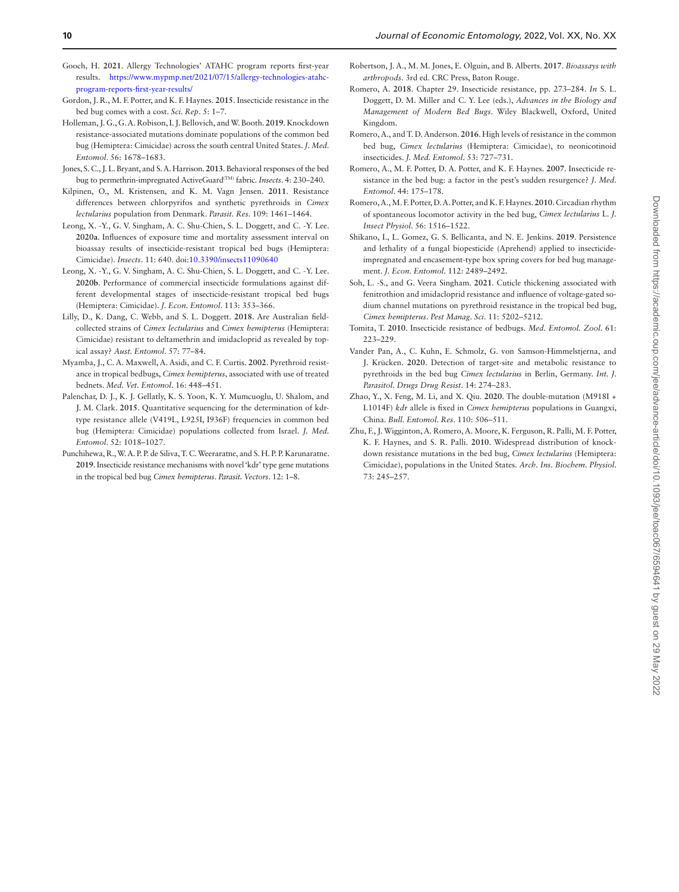Gooch, H. **2021**. Allergy Technologies' ATAHC program reports first-year results. https://www.mypmp.net/2021/07/15/allergy-technologies-atahc-program-reports-first-year-results/

Gordon, J. R., M. F. Potter, and K. F. Haynes. **2015**. Insecticide resistance in the bed bug comes with a cost. *Sci. Rep*. 5: 1–7.

Holleman, J. G., G. A. Robison, I. J. Bellovich, and W. Booth. **2019**. Knockdown resistance-associated mutations dominate populations of the common bed bug (Hemiptera: Cimicidae) across the south central United States. *J. Med. Entomol*. 56: 1678–1683.

Jones, S. C., J. L. Bryant, and S. A. Harrison. **2013**. Behavioral responses of the bed bug to permethrin-impregnated ActiveGuard(TM) fabric. *Insects*. 4: 230–240.

Kilpinen, O., M. Kristensen, and K. M. Vagn Jensen. **2011**. Resistance differences between chlorpyrifos and synthetic pyrethroids in *Cimex lectularius* population from Denmark. *Parasit. Res*. 109: 1461–1464.

Leong, X. -Y., G. V. Singham, A. C. Shu-Chien, S. L. Doggett, and C. -Y. Lee. **2020a**. Influences of exposure time and mortality assessment interval on bioassay results of insecticide-resistant tropical bed bugs (Hemiptera: Cimicidae). *Insects*. 11: 640. doi:10.3390/insects11090640

Leong, X. -Y., G. V. Singham, A. C. Shu-Chien, S. L. Doggett, and C. -Y. Lee. **2020b**. Performance of commercial insecticide formulations against different developmental stages of insecticide-resistant tropical bed bugs (Hemiptera: Cimicidae). *J. Econ. Entomol*. 113: 353–366.

Lilly, D., K. Dang, C. Webb, and S. L. Doggett. **2018**. Are Australian field-collected strains of *Cimex lectularius* and *Cimex hemipterus* (Hemiptera: Cimicidae) resistant to deltamethrin and imidacloprid as revealed by topical assay? *Aust. Entomol*. 57: 77–84.

Myamba, J., C. A. Maxwell, A. Asidi, and C. F. Curtis. **2002**. Pyrethroid resistance in tropical bedbugs, *Cimex hemipterus*, associated with use of treated bednets. *Med. Vet. Entomol*. 16: 448–451.

Palenchar, D. J., K. J. Gellatly, K. S. Yoon, K. Y. Mumcuoglu, U. Shalom, and J. M. Clark. **2015**. Quantitative sequencing for the determination of kdr-type resistance allele (V419L, L925I, I936F) frequencies in common bed bug (Hemiptera: Cimicidae) populations collected from Israel. *J. Med. Entomol*. 52: 1018–1027.

Punchihewa, R., W. A. P. P. de Siliva, T. C. Weeraratne, and S. H. P. P. Karunaratne. **2019**. Insecticide resistance mechanisms with novel 'kdr' type gene mutations in the tropical bed bug *Cimex hemipterus*. *Parasit. Vectors*. 12: 1–8.

Robertson, J. A., M. M. Jones, E. Olguin, and B. Alberts. **2017**. *Bioassays with arthropods*. 3rd ed. CRC Press, Baton Rouge.

Romero, A. **2018**. Chapter 29. Insecticide resistance, pp. 273–284. *In* S. L. Doggett, D. M. Miller and C. Y. Lee (eds.), *Advances in the Biology and Management of Modern Bed Bugs*. Wiley Blackwell, Oxford, United Kingdom.

Romero, A., and T. D. Anderson. **2016**. High levels of resistance in the common bed bug, *Cimex lectularius* (Hemiptera: Cimicidae), to neonicotinoid insecticides. *J. Med. Entomol*. 53: 727–731.

Romero, A., M. F. Potter, D. A. Potter, and K. F. Haynes. **2007**. Insecticide resistance in the bed bug: a factor in the pest's sudden resurgence? *J. Med. Entomol*. 44: 175–178.

Romero, A., M. F. Potter, D. A. Potter, and K. F. Haynes. **2010**. Circadian rhythm of spontaneous locomotor activity in the bed bug, *Cimex lectularius* L. *J. Insect Physiol*. 56: 1516–1522.

Shikano, I., L. Gomez, G. S. Bellicanta, and N. E. Jenkins. **2019**. Persistence and lethality of a fungal biopesticide (Aprehend) applied to insecticide-impregnated and encasement-type box spring covers for bed bug management. *J. Econ. Entomol*. 112: 2489–2492.

Soh, L. -S., and G. Veera Singham. **2021**. Cuticle thickening associated with fenitrothion and imidacloprid resistance and influence of voltage-gated sodium channel mutations on pyrethroid resistance in the tropical bed bug, *Cimex hemipterus*. *Pest Manag. Sci*. 11: 5202–5212.

Tomita, T. **2010**. Insecticide resistance of bedbugs. *Med. Entomol. Zool*. 61: 223–229.

Vander Pan, A., C. Kuhn, E. Schmolz, G. von Samson-Himmelstjerna, and J. Krücken. **2020**. Detection of target-site and metabolic resistance to pyrethroids in the bed bug *Cimex lectularius* in Berlin, Germany. *Int. J. Parasitol. Drugs Drug Resist*. 14: 274–283.

Zhao, Y., X. Feng, M. Li, and X. Qiu. **2020**. The double-mutation (M918I + L1014F) *kdr* allele is fixed in *Cimex hemipterus* populations in Guangxi, China. *Bull. Entomol. Res*. 110: 506–511.

Zhu, F., J. Wigginton, A. Romero, A. Moore, K. Ferguson, R. Palli, M. F. Potter, K. F. Haynes, and S. R. Palli. **2010**. Widespread distribution of knockdown resistance mutations in the bed bug, *Cimex lectularius* (Hemiptera: Cimicidae), populations in the United States. *Arch. Ins. Biochem. Physiol*. 73: 245–257.